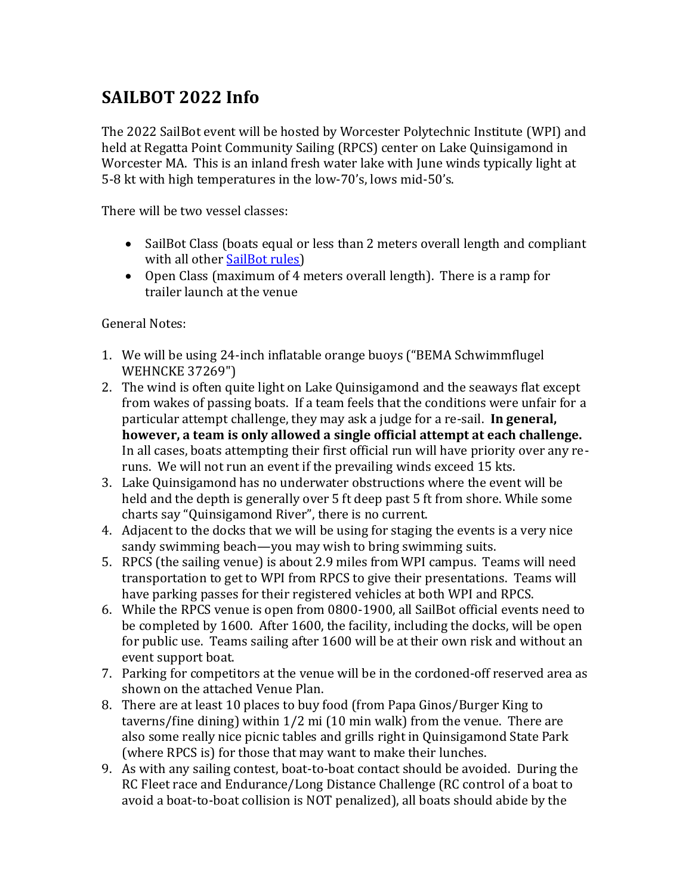# SAILBOT 2022 Info

The 2022 SailBot event will be hosted by Worcester Polytechnic Institute (WPI) and held at Regatta Point Community Sailing (RPCS) center on Lake Quinsigamond in Worcester MA. This is an inland fresh water lake with June winds typically light at 5-8 kt with high temperatures in the low-70's, lows mid-50's.

There will be two vessel classes:

- SailBot Class (boats equal or less than 2 meters overall length and compliant with all other SailBot rules)
- Open Class (maximum of 4 meters overall length). There is a ramp for trailer launch at the venue

General Notes:

1. We will be using 24-inch inflatable orange buoys ("BEMA Schwimmflugel WEHNCKE 37269")
2. The wind is often quite light on Lake Quinsigamond and the seaways flat except from wakes of passing boats. If a team feels that the conditions were unfair for a particular attempt challenge, they may ask a judge for a re-sail. **In general, however, a team is only allowed a single official attempt at each challenge.** In all cases, boats attempting their first official run will have priority over any re-runs. We will not run an event if the prevailing winds exceed 15 kts.
3. Lake Quinsigamond has no underwater obstructions where the event will be held and the depth is generally over 5 ft deep past 5 ft from shore. While some charts say "Quinsigamond River", there is no current.
4. Adjacent to the docks that we will be using for staging the events is a very nice sandy swimming beach—you may wish to bring swimming suits.
5. RPCS (the sailing venue) is about 2.9 miles from WPI campus. Teams will need transportation to get to WPI from RPCS to give their presentations. Teams will have parking passes for their registered vehicles at both WPI and RPCS.
6. While the RPCS venue is open from 0800-1900, all SailBot official events need to be completed by 1600. After 1600, the facility, including the docks, will be open for public use. Teams sailing after 1600 will be at their own risk and without an event support boat.
7. Parking for competitors at the venue will be in the cordoned-off reserved area as shown on the attached Venue Plan.
8. There are at least 10 places to buy food (from Papa Ginos/Burger King to taverns/fine dining) within 1/2 mi (10 min walk) from the venue. There are also some really nice picnic tables and grills right in Quinsigamond State Park (where RPCS is) for those that may want to make their lunches.
9. As with any sailing contest, boat-to-boat contact should be avoided. During the RC Fleet race and Endurance/Long Distance Challenge (RC control of a boat to avoid a boat-to-boat collision is NOT penalized), all boats should abide by the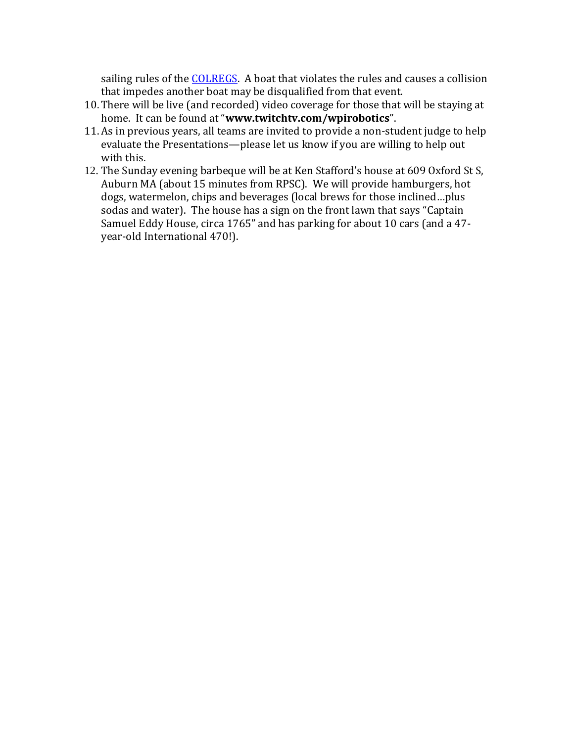sailing rules of the COLREGS. A boat that violates the rules and causes a collision that impedes another boat may be disqualified from that event.

10. There will be live (and recorded) video coverage for those that will be staying at home. It can be found at "**www.twitchtv.com/wpirobotics**".
11. As in previous years, all teams are invited to provide a non-student judge to help evaluate the Presentations—please let us know if you are willing to help out with this.
12. The Sunday evening barbeque will be at Ken Stafford's house at 609 Oxford St S, Auburn MA (about 15 minutes from RPSC). We will provide hamburgers, hot dogs, watermelon, chips and beverages (local brews for those inclined…plus sodas and water). The house has a sign on the front lawn that says "Captain Samuel Eddy House, circa 1765" and has parking for about 10 cars (and a 47-year-old International 470!).